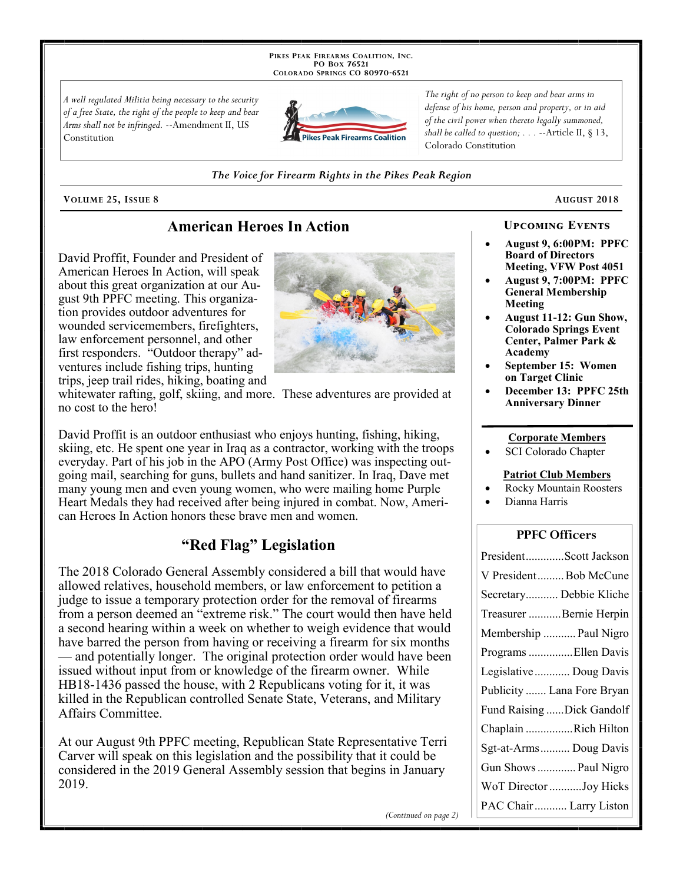PIKES PEAK FIREARMS COALITION, INC.
PO BOX 76521
COLORADO SPRINGS CO 80970-6521

*A well regulated Militia being necessary to the security of a free State, the right of the people to keep and bear Arms shall not be infringed.* --Amendment II, US Constitution

*The right of no person to keep and bear arms in defense of his home, person and property, or in aid of the civil power when thereto legally summoned, shall be called to question; . . .* --Article II, § 13, Colorado Constitution

*The Voice for Firearm Rights in the Pikes Peak Region*

**VOLUME 25, ISSUE 8** — **AUGUST 2018**

## American Heroes In Action

David Proffit, Founder and President of American Heroes In Action, will speak about this great organization at our August 9th PPFC meeting. This organization provides outdoor adventures for wounded servicemembers, firefighters, law enforcement personnel, and other first responders. "Outdoor therapy" adventures include fishing trips, hunting trips, jeep trail rides, hiking, boating and whitewater rafting, golf, skiing, and more. These adventures are provided at no cost to the hero!

David Proffit is an outdoor enthusiast who enjoys hunting, fishing, hiking, skiing, etc. He spent one year in Iraq as a contractor, working with the troops everyday. Part of his job in the APO (Army Post Office) was inspecting outgoing mail, searching for guns, bullets and hand sanitizer. In Iraq, Dave met many young men and even young women, who were mailing home Purple Heart Medals they had received after being injured in combat. Now, American Heroes In Action honors these brave men and women.

## "Red Flag" Legislation

The 2018 Colorado General Assembly considered a bill that would have allowed relatives, household members, or law enforcement to petition a judge to issue a temporary protection order for the removal of firearms from a person deemed an "extreme risk." The court would then have held a second hearing within a week on whether to weigh evidence that would have barred the person from having or receiving a firearm for six months — and potentially longer. The original protection order would have been issued without input from or knowledge of the firearm owner. While HB18-1436 passed the house, with 2 Republicans voting for it, it was killed in the Republican controlled Senate State, Veterans, and Military Affairs Committee.

At our August 9th PPFC meeting, Republican State Representative Terri Carver will speak on this legislation and the possibility that it could be considered in the 2019 General Assembly session that begins in January 2019.

*(Continued on page 2)*

### UPCOMING EVENTS

- **August 9, 6:00PM: PPFC Board of Directors Meeting, VFW Post 4051**
- **August 9, 7:00PM: PPFC General Membership Meeting**
- **August 11-12: Gun Show, Colorado Springs Event Center, Palmer Park & Academy**
- **September 15: Women on Target Clinic**
- **December 13: PPFC 25th Anniversary Dinner**

**Corporate Members**

- SCI Colorado Chapter

**Patriot Club Members**

- Rocky Mountain Roosters
- Dianna Harris

### PPFC Officers

| Office | Name |
|---|---|
| President | Scott Jackson |
| V President | Bob McCune |
| Secretary | Debbie Kliche |
| Treasurer | Bernie Herpin |
| Membership | Paul Nigro |
| Programs | Ellen Davis |
| Legislative | Doug Davis |
| Publicity | Lana Fore Bryan |
| Fund Raising | Dick Gandolf |
| Chaplain | Rich Hilton |
| Sgt-at-Arms | Doug Davis |
| Gun Shows | Paul Nigro |
| WoT Director | Joy Hicks |
| PAC Chair | Larry Liston |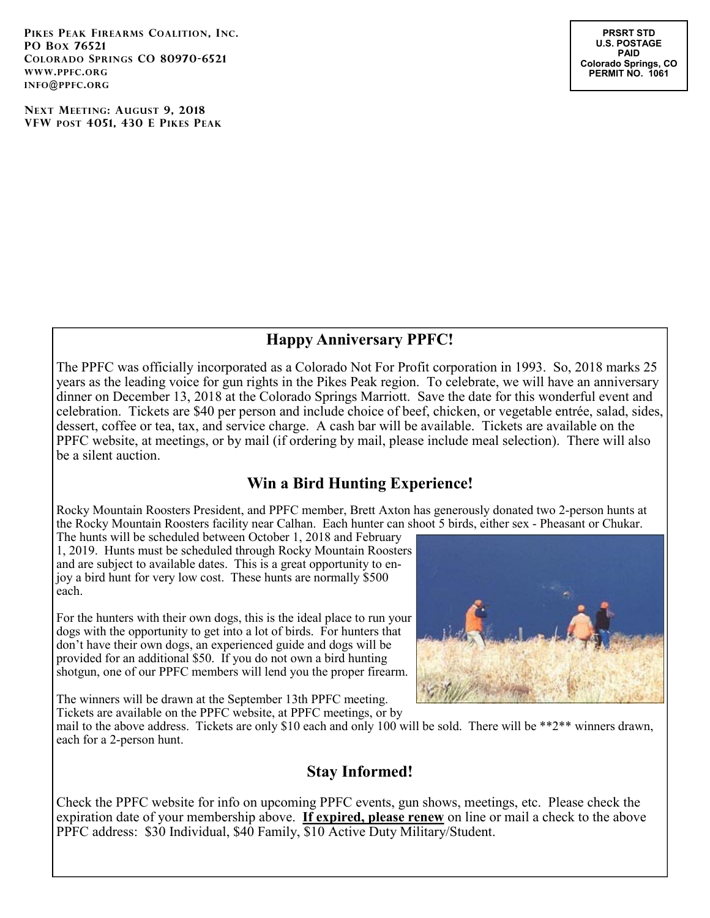**Pikes Peak Firearms Coalition, Inc.**
**PO Box 76521**
**Colorado Springs CO 80970-6521**
**www.ppfc.org**
**info@ppfc.org**

PRSRT STD
U.S. POSTAGE
PAID
Colorado Springs, CO
PERMIT NO. 1061

**Next Meeting: August 9, 2018**
**VFW post 4051, 430 E Pikes Peak**

## Happy Anniversary PPFC!

The PPFC was officially incorporated as a Colorado Not For Profit corporation in 1993. So, 2018 marks 25 years as the leading voice for gun rights in the Pikes Peak region. To celebrate, we will have an anniversary dinner on December 13, 2018 at the Colorado Springs Marriott. Save the date for this wonderful event and celebration. Tickets are $40 per person and include choice of beef, chicken, or vegetable entrée, salad, sides, dessert, coffee or tea, tax, and service charge. A cash bar will be available. Tickets are available on the PPFC website, at meetings, or by mail (if ordering by mail, please include meal selection). There will also be a silent auction.

## Win a Bird Hunting Experience!

Rocky Mountain Roosters President, and PPFC member, Brett Axton has generously donated two 2-person hunts at the Rocky Mountain Roosters facility near Calhan. Each hunter can shoot 5 birds, either sex - Pheasant or Chukar. The hunts will be scheduled between October 1, 2018 and February 1, 2019. Hunts must be scheduled through Rocky Mountain Roosters and are subject to available dates. This is a great opportunity to enjoy a bird hunt for very low cost. These hunts are normally $500 each.

For the hunters with their own dogs, this is the ideal place to run your dogs with the opportunity to get into a lot of birds. For hunters that don't have their own dogs, an experienced guide and dogs will be provided for an additional $50. If you do not own a bird hunting shotgun, one of our PPFC members will lend you the proper firearm.

The winners will be drawn at the September 13th PPFC meeting. Tickets are available on the PPFC website, at PPFC meetings, or by mail to the above address. Tickets are only $10 each and only 100 will be sold. There will be **2** winners drawn, each for a 2-person hunt.

## Stay Informed!

Check the PPFC website for info on upcoming PPFC events, gun shows, meetings, etc. Please check the expiration date of your membership above. **<u>If expired, please renew</u>** on line or mail a check to the above PPFC address: $30 Individual, $40 Family, $10 Active Duty Military/Student.